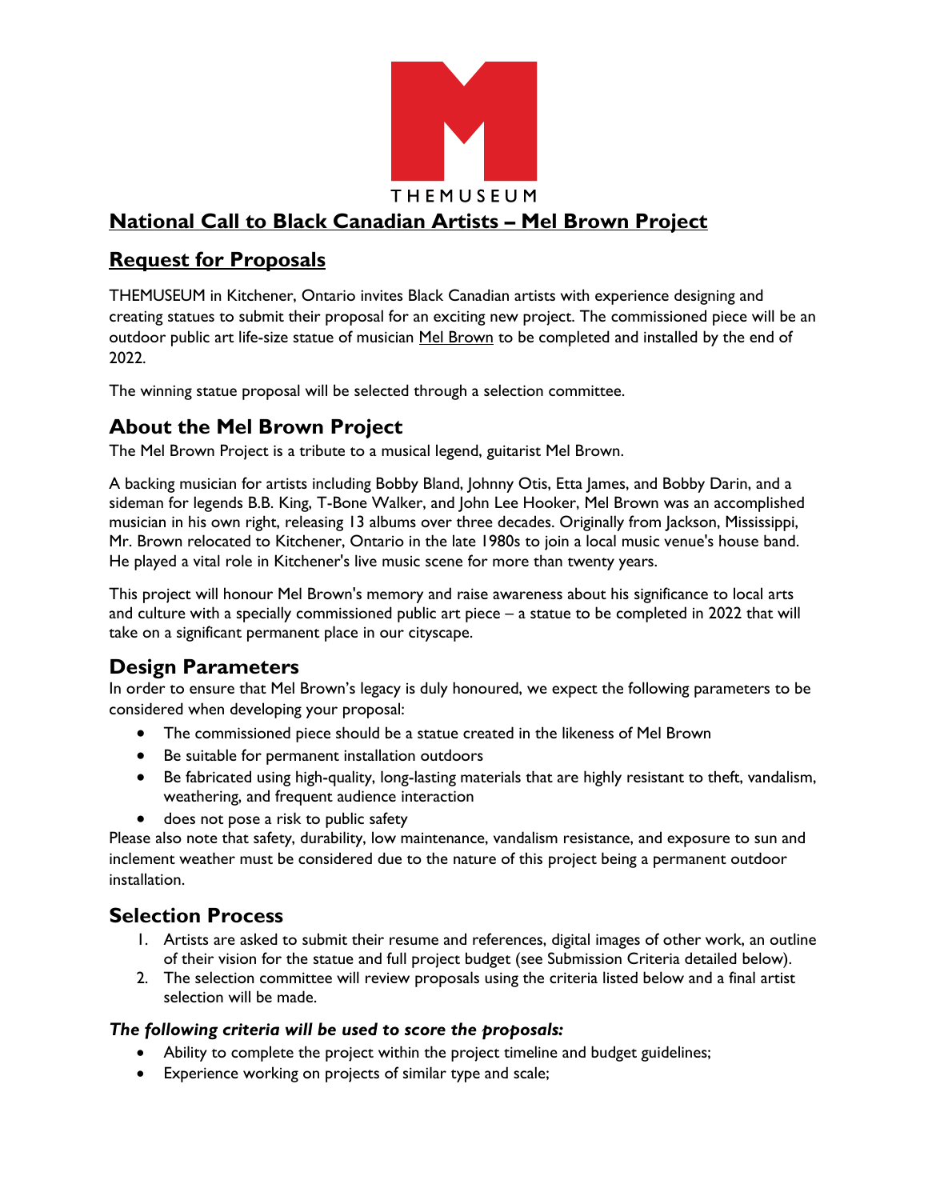THEMUSEUM

# National Call to Black Canadian Artists – Mel Brown Project

## Request for Proposals

THEMUSEUM in Kitchener, Ontario invites Black Canadian artists with experience designing and creating statues to submit their proposal for an exciting new project. The commissioned piece will be an outdoor public art life-size statue of musician Mel Brown to be completed and installed by the end of 2022.

The winning statue proposal will be selected through a selection committee.

## About the Mel Brown Project

The Mel Brown Project is a tribute to a musical legend, guitarist Mel Brown.

A backing musician for artists including Bobby Bland, Johnny Otis, Etta James, and Bobby Darin, and a sideman for legends B.B. King, T-Bone Walker, and John Lee Hooker, Mel Brown was an accomplished musician in his own right, releasing 13 albums over three decades. Originally from Jackson, Mississippi, Mr. Brown relocated to Kitchener, Ontario in the late 1980s to join a local music venue's house band. He played a vital role in Kitchener's live music scene for more than twenty years.

This project will honour Mel Brown's memory and raise awareness about his significance to local arts and culture with a specially commissioned public art piece – a statue to be completed in 2022 that will take on a significant permanent place in our cityscape.

## Design Parameters

In order to ensure that Mel Brown's legacy is duly honoured, we expect the following parameters to be considered when developing your proposal:

- The commissioned piece should be a statue created in the likeness of Mel Brown
- Be suitable for permanent installation outdoors
- Be fabricated using high-quality, long-lasting materials that are highly resistant to theft, vandalism, weathering, and frequent audience interaction
- does not pose a risk to public safety

Please also note that safety, durability, low maintenance, vandalism resistance, and exposure to sun and inclement weather must be considered due to the nature of this project being a permanent outdoor installation.

## Selection Process

1. Artists are asked to submit their resume and references, digital images of other work, an outline of their vision for the statue and full project budget (see Submission Criteria detailed below).
2. The selection committee will review proposals using the criteria listed below and a final artist selection will be made.

***The following criteria will be used to score the proposals:***

- Ability to complete the project within the project timeline and budget guidelines;
- Experience working on projects of similar type and scale;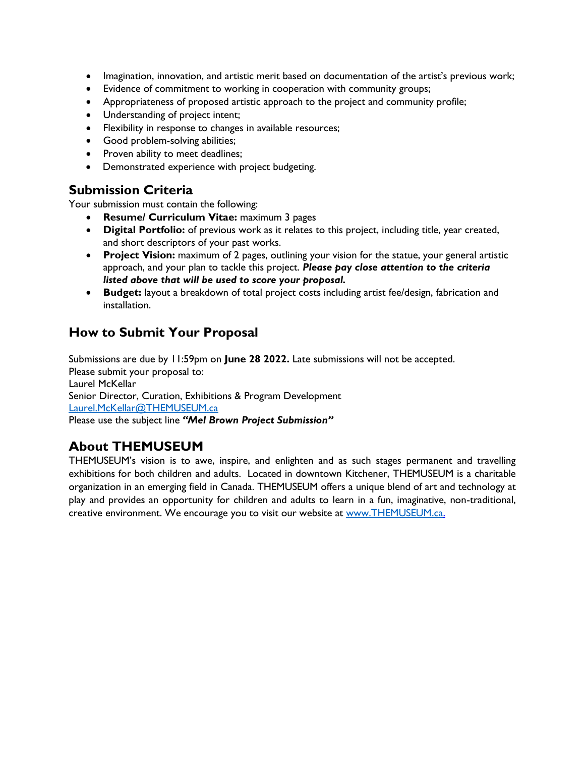- Imagination, innovation, and artistic merit based on documentation of the artist's previous work;
- Evidence of commitment to working in cooperation with community groups;
- Appropriateness of proposed artistic approach to the project and community profile;
- Understanding of project intent;
- Flexibility in response to changes in available resources;
- Good problem-solving abilities;
- Proven ability to meet deadlines;
- Demonstrated experience with project budgeting.

## Submission Criteria

Your submission must contain the following:

- **Resume/ Curriculum Vitae:** maximum 3 pages
- **Digital Portfolio:** of previous work as it relates to this project, including title, year created, and short descriptors of your past works.
- **Project Vision:** maximum of 2 pages, outlining your vision for the statue, your general artistic approach, and your plan to tackle this project. ***Please pay close attention to the criteria listed above that will be used to score your proposal.***
- **Budget:** layout a breakdown of total project costs including artist fee/design, fabrication and installation.

## How to Submit Your Proposal

Submissions are due by 11:59pm on **June 28 2022.** Late submissions will not be accepted.
Please submit your proposal to:
Laurel McKellar
Senior Director, Curation, Exhibitions & Program Development
Laurel.McKellar@THEMUSEUM.ca
Please use the subject line ***"Mel Brown Project Submission"***

## About THEMUSEUM

THEMUSEUM's vision is to awe, inspire, and enlighten and as such stages permanent and travelling exhibitions for both children and adults. Located in downtown Kitchener, THEMUSEUM is a charitable organization in an emerging field in Canada. THEMUSEUM offers a unique blend of art and technology at play and provides an opportunity for children and adults to learn in a fun, imaginative, non-traditional, creative environment. We encourage you to visit our website at www.THEMUSEUM.ca.